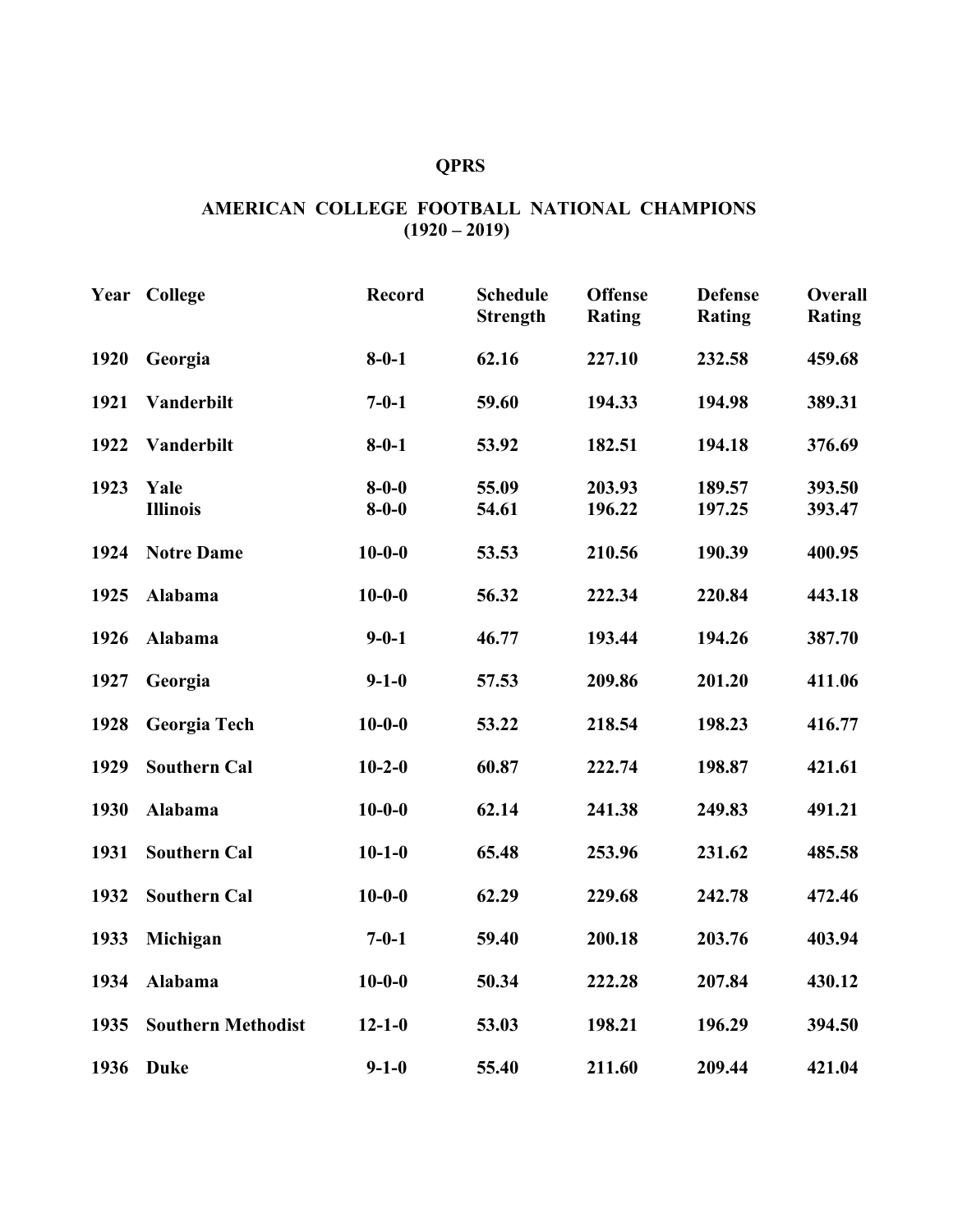# QPRS

## AMERICAN COLLEGE FOOTBALL NATIONAL CHAMPIONS (1920 – 2019)

| Year | College | Record | Schedule Strength | Offense Rating | Defense Rating | Overall Rating |
|---|---|---|---|---|---|---|
| 1920 | Georgia | 8-0-1 | 62.16 | 227.10 | 232.58 | 459.68 |
| 1921 | Vanderbilt | 7-0-1 | 59.60 | 194.33 | 194.98 | 389.31 |
| 1922 | Vanderbilt | 8-0-1 | 53.92 | 182.51 | 194.18 | 376.69 |
| 1923 | Yale | 8-0-0 | 55.09 | 203.93 | 189.57 | 393.50 |
| | Illinois | 8-0-0 | 54.61 | 196.22 | 197.25 | 393.47 |
| 1924 | Notre Dame | 10-0-0 | 53.53 | 210.56 | 190.39 | 400.95 |
| 1925 | Alabama | 10-0-0 | 56.32 | 222.34 | 220.84 | 443.18 |
| 1926 | Alabama | 9-0-1 | 46.77 | 193.44 | 194.26 | 387.70 |
| 1927 | Georgia | 9-1-0 | 57.53 | 209.86 | 201.20 | 411.06 |
| 1928 | Georgia Tech | 10-0-0 | 53.22 | 218.54 | 198.23 | 416.77 |
| 1929 | Southern Cal | 10-2-0 | 60.87 | 222.74 | 198.87 | 421.61 |
| 1930 | Alabama | 10-0-0 | 62.14 | 241.38 | 249.83 | 491.21 |
| 1931 | Southern Cal | 10-1-0 | 65.48 | 253.96 | 231.62 | 485.58 |
| 1932 | Southern Cal | 10-0-0 | 62.29 | 229.68 | 242.78 | 472.46 |
| 1933 | Michigan | 7-0-1 | 59.40 | 200.18 | 203.76 | 403.94 |
| 1934 | Alabama | 10-0-0 | 50.34 | 222.28 | 207.84 | 430.12 |
| 1935 | Southern Methodist | 12-1-0 | 53.03 | 198.21 | 196.29 | 394.50 |
| 1936 | Duke | 9-1-0 | 55.40 | 211.60 | 209.44 | 421.04 |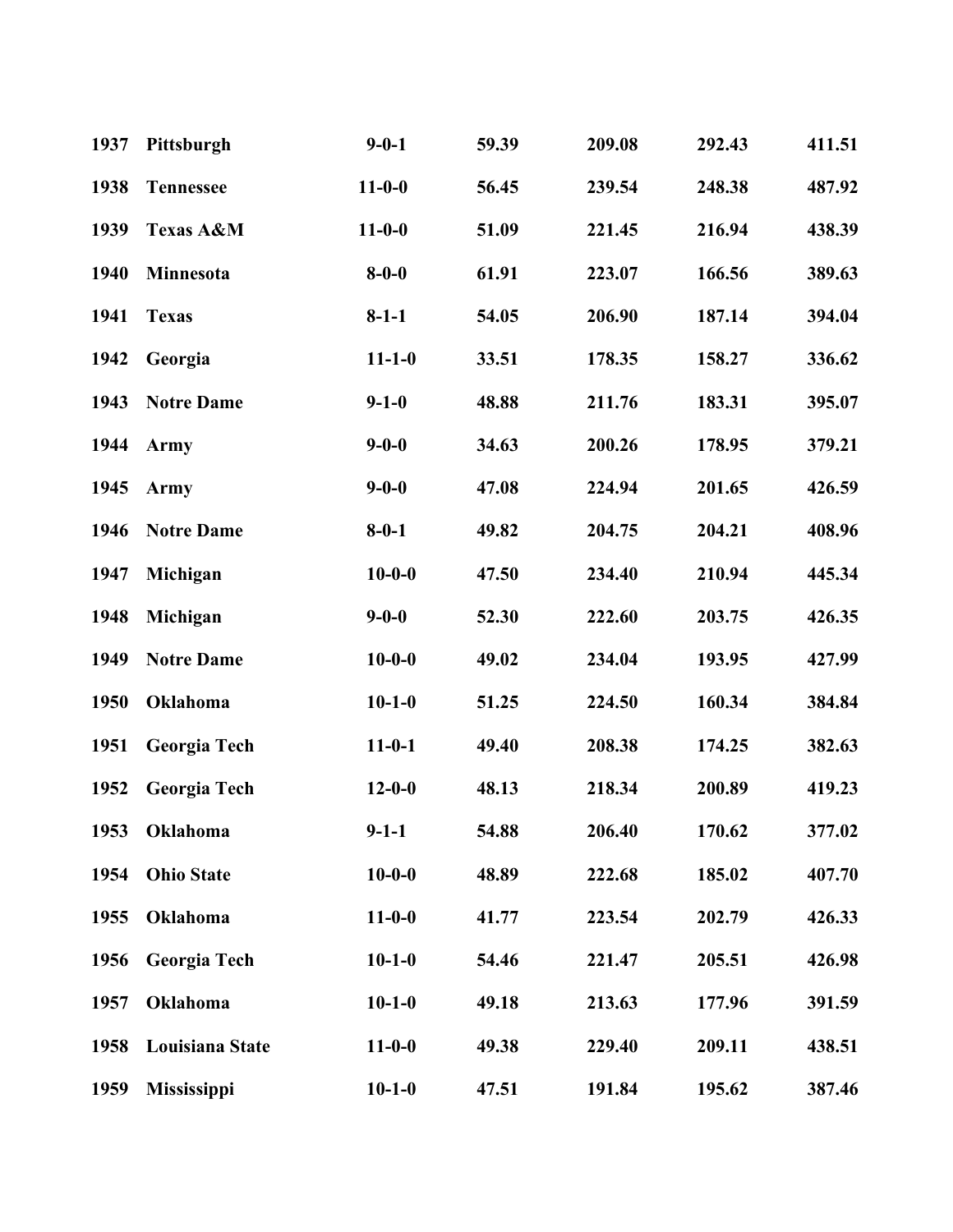| | | | | | | |
|---|---|---|---|---|---|---|
| **1937** | **Pittsburgh** | **9-0-1** | **59.39** | **209.08** | **292.43** | **411.51** |
| **1938** | **Tennessee** | **11-0-0** | **56.45** | **239.54** | **248.38** | **487.92** |
| **1939** | **Texas A&M** | **11-0-0** | **51.09** | **221.45** | **216.94** | **438.39** |
| **1940** | **Minnesota** | **8-0-0** | **61.91** | **223.07** | **166.56** | **389.63** |
| **1941** | **Texas** | **8-1-1** | **54.05** | **206.90** | **187.14** | **394.04** |
| **1942** | **Georgia** | **11-1-0** | **33.51** | **178.35** | **158.27** | **336.62** |
| **1943** | **Notre Dame** | **9-1-0** | **48.88** | **211.76** | **183.31** | **395.07** |
| **1944** | **Army** | **9-0-0** | **34.63** | **200.26** | **178.95** | **379.21** |
| **1945** | **Army** | **9-0-0** | **47.08** | **224.94** | **201.65** | **426.59** |
| **1946** | **Notre Dame** | **8-0-1** | **49.82** | **204.75** | **204.21** | **408.96** |
| **1947** | **Michigan** | **10-0-0** | **47.50** | **234.40** | **210.94** | **445.34** |
| **1948** | **Michigan** | **9-0-0** | **52.30** | **222.60** | **203.75** | **426.35** |
| **1949** | **Notre Dame** | **10-0-0** | **49.02** | **234.04** | **193.95** | **427.99** |
| **1950** | **Oklahoma** | **10-1-0** | **51.25** | **224.50** | **160.34** | **384.84** |
| **1951** | **Georgia Tech** | **11-0-1** | **49.40** | **208.38** | **174.25** | **382.63** |
| **1952** | **Georgia Tech** | **12-0-0** | **48.13** | **218.34** | **200.89** | **419.23** |
| **1953** | **Oklahoma** | **9-1-1** | **54.88** | **206.40** | **170.62** | **377.02** |
| **1954** | **Ohio State** | **10-0-0** | **48.89** | **222.68** | **185.02** | **407.70** |
| **1955** | **Oklahoma** | **11-0-0** | **41.77** | **223.54** | **202.79** | **426.33** |
| **1956** | **Georgia Tech** | **10-1-0** | **54.46** | **221.47** | **205.51** | **426.98** |
| **1957** | **Oklahoma** | **10-1-0** | **49.18** | **213.63** | **177.96** | **391.59** |
| **1958** | **Louisiana State** | **11-0-0** | **49.38** | **229.40** | **209.11** | **438.51** |
| **1959** | **Mississippi** | **10-1-0** | **47.51** | **191.84** | **195.62** | **387.46** |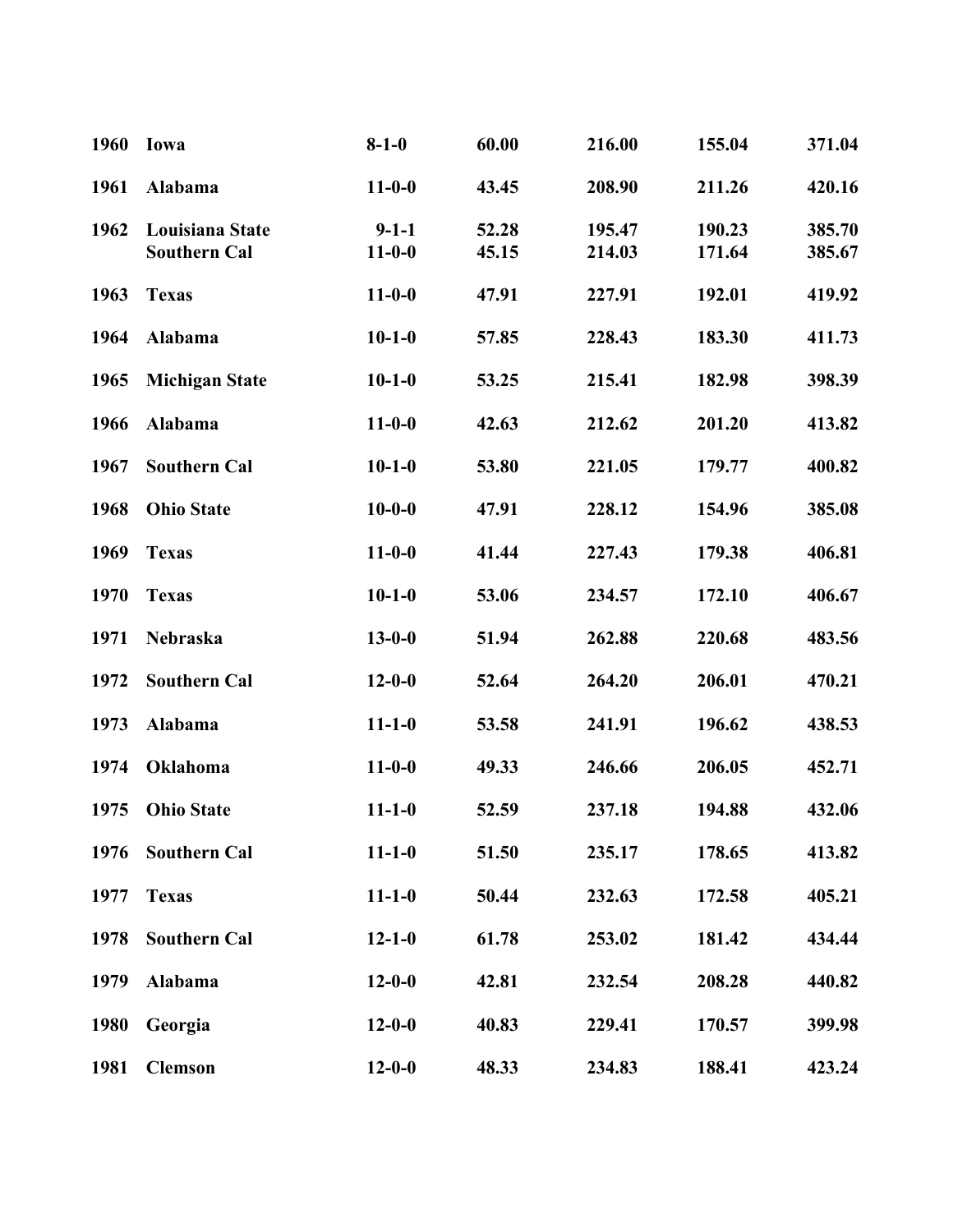| | | | | | | |
|---|---|---|---|---|---|---|
| **1960** | **Iowa** | **8-1-0** | **60.00** | **216.00** | **155.04** | **371.04** |
| **1961** | **Alabama** | **11-0-0** | **43.45** | **208.90** | **211.26** | **420.16** |
| **1962** | **Louisiana State** | **9-1-1** | **52.28** | **195.47** | **190.23** | **385.70** |
| | **Southern Cal** | **11-0-0** | **45.15** | **214.03** | **171.64** | **385.67** |
| **1963** | **Texas** | **11-0-0** | **47.91** | **227.91** | **192.01** | **419.92** |
| **1964** | **Alabama** | **10-1-0** | **57.85** | **228.43** | **183.30** | **411.73** |
| **1965** | **Michigan State** | **10-1-0** | **53.25** | **215.41** | **182.98** | **398.39** |
| **1966** | **Alabama** | **11-0-0** | **42.63** | **212.62** | **201.20** | **413.82** |
| **1967** | **Southern Cal** | **10-1-0** | **53.80** | **221.05** | **179.77** | **400.82** |
| **1968** | **Ohio State** | **10-0-0** | **47.91** | **228.12** | **154.96** | **385.08** |
| **1969** | **Texas** | **11-0-0** | **41.44** | **227.43** | **179.38** | **406.81** |
| **1970** | **Texas** | **10-1-0** | **53.06** | **234.57** | **172.10** | **406.67** |
| **1971** | **Nebraska** | **13-0-0** | **51.94** | **262.88** | **220.68** | **483.56** |
| **1972** | **Southern Cal** | **12-0-0** | **52.64** | **264.20** | **206.01** | **470.21** |
| **1973** | **Alabama** | **11-1-0** | **53.58** | **241.91** | **196.62** | **438.53** |
| **1974** | **Oklahoma** | **11-0-0** | **49.33** | **246.66** | **206.05** | **452.71** |
| **1975** | **Ohio State** | **11-1-0** | **52.59** | **237.18** | **194.88** | **432.06** |
| **1976** | **Southern Cal** | **11-1-0** | **51.50** | **235.17** | **178.65** | **413.82** |
| **1977** | **Texas** | **11-1-0** | **50.44** | **232.63** | **172.58** | **405.21** |
| **1978** | **Southern Cal** | **12-1-0** | **61.78** | **253.02** | **181.42** | **434.44** |
| **1979** | **Alabama** | **12-0-0** | **42.81** | **232.54** | **208.28** | **440.82** |
| **1980** | **Georgia** | **12-0-0** | **40.83** | **229.41** | **170.57** | **399.98** |
| **1981** | **Clemson** | **12-0-0** | **48.33** | **234.83** | **188.41** | **423.24** |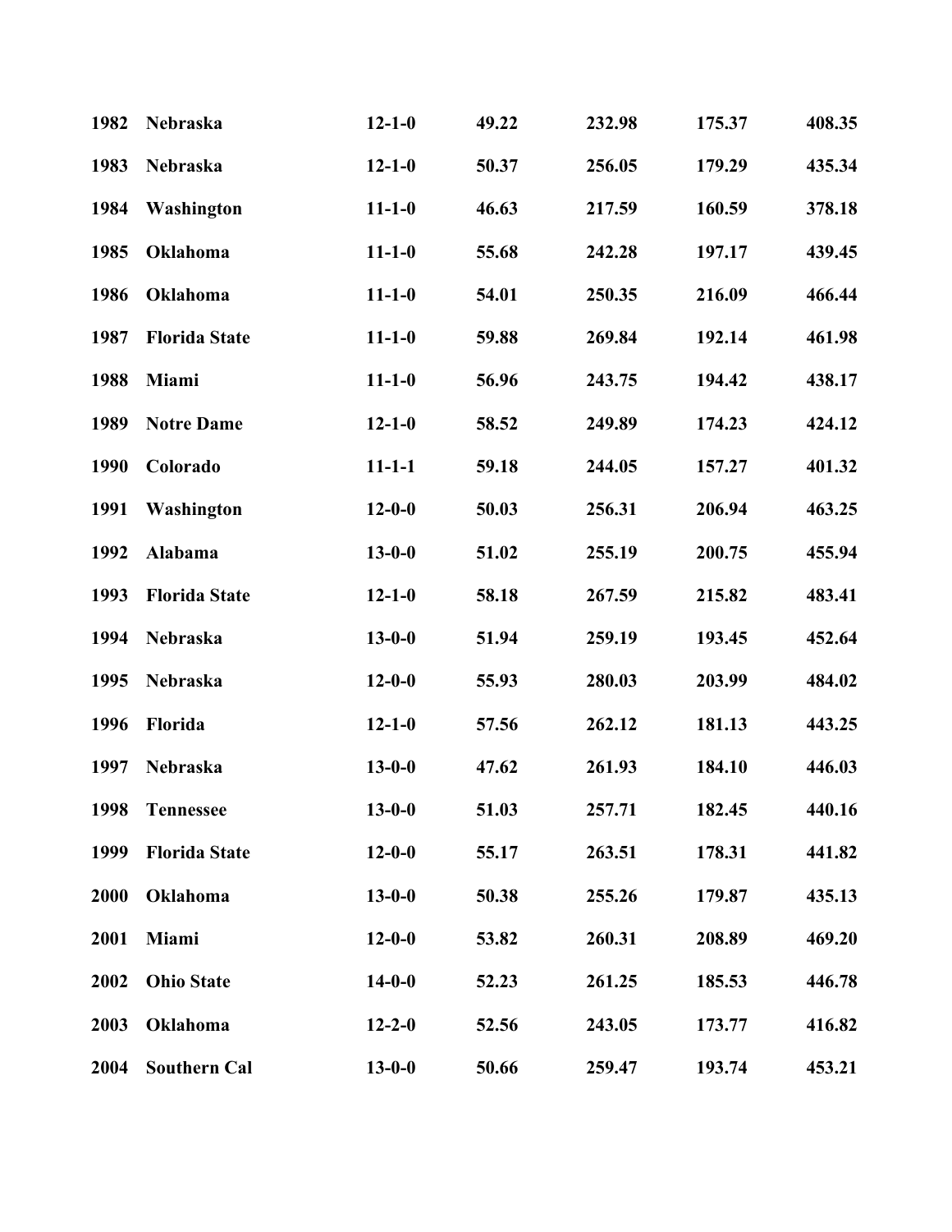| | | | | | | |
|---|---|---|---|---|---|---|
| **1982** | **Nebraska** | **12-1-0** | **49.22** | **232.98** | **175.37** | **408.35** |
| **1983** | **Nebraska** | **12-1-0** | **50.37** | **256.05** | **179.29** | **435.34** |
| **1984** | **Washington** | **11-1-0** | **46.63** | **217.59** | **160.59** | **378.18** |
| **1985** | **Oklahoma** | **11-1-0** | **55.68** | **242.28** | **197.17** | **439.45** |
| **1986** | **Oklahoma** | **11-1-0** | **54.01** | **250.35** | **216.09** | **466.44** |
| **1987** | **Florida State** | **11-1-0** | **59.88** | **269.84** | **192.14** | **461.98** |
| **1988** | **Miami** | **11-1-0** | **56.96** | **243.75** | **194.42** | **438.17** |
| **1989** | **Notre Dame** | **12-1-0** | **58.52** | **249.89** | **174.23** | **424.12** |
| **1990** | **Colorado** | **11-1-1** | **59.18** | **244.05** | **157.27** | **401.32** |
| **1991** | **Washington** | **12-0-0** | **50.03** | **256.31** | **206.94** | **463.25** |
| **1992** | **Alabama** | **13-0-0** | **51.02** | **255.19** | **200.75** | **455.94** |
| **1993** | **Florida State** | **12-1-0** | **58.18** | **267.59** | **215.82** | **483.41** |
| **1994** | **Nebraska** | **13-0-0** | **51.94** | **259.19** | **193.45** | **452.64** |
| **1995** | **Nebraska** | **12-0-0** | **55.93** | **280.03** | **203.99** | **484.02** |
| **1996** | **Florida** | **12-1-0** | **57.56** | **262.12** | **181.13** | **443.25** |
| **1997** | **Nebraska** | **13-0-0** | **47.62** | **261.93** | **184.10** | **446.03** |
| **1998** | **Tennessee** | **13-0-0** | **51.03** | **257.71** | **182.45** | **440.16** |
| **1999** | **Florida State** | **12-0-0** | **55.17** | **263.51** | **178.31** | **441.82** |
| **2000** | **Oklahoma** | **13-0-0** | **50.38** | **255.26** | **179.87** | **435.13** |
| **2001** | **Miami** | **12-0-0** | **53.82** | **260.31** | **208.89** | **469.20** |
| **2002** | **Ohio State** | **14-0-0** | **52.23** | **261.25** | **185.53** | **446.78** |
| **2003** | **Oklahoma** | **12-2-0** | **52.56** | **243.05** | **173.77** | **416.82** |
| **2004** | **Southern Cal** | **13-0-0** | **50.66** | **259.47** | **193.74** | **453.21** |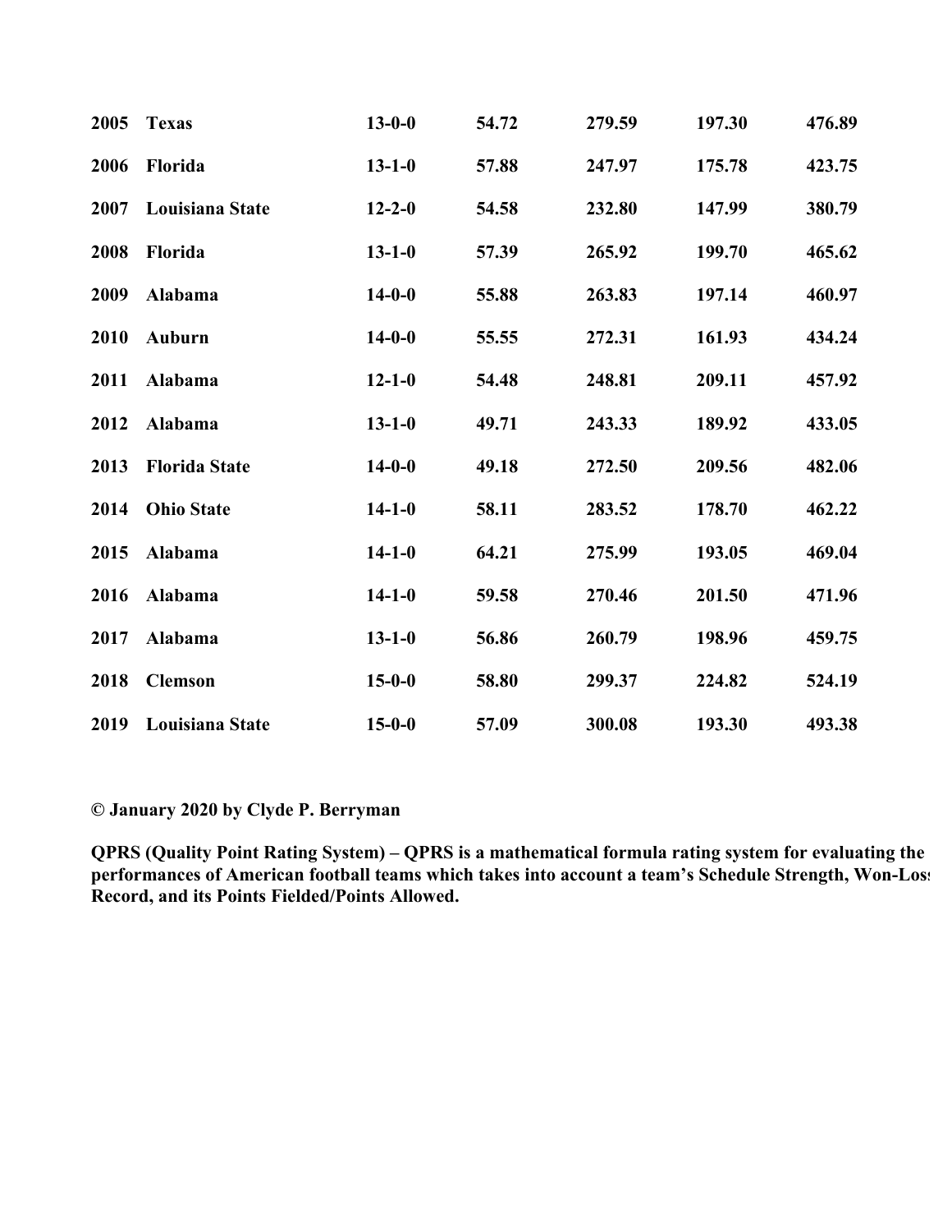| | | | | | | |
|---|---|---|---|---|---|---|
| **2005** | **Texas** | **13-0-0** | **54.72** | **279.59** | **197.30** | **476.89** |
| **2006** | **Florida** | **13-1-0** | **57.88** | **247.97** | **175.78** | **423.75** |
| **2007** | **Louisiana State** | **12-2-0** | **54.58** | **232.80** | **147.99** | **380.79** |
| **2008** | **Florida** | **13-1-0** | **57.39** | **265.92** | **199.70** | **465.62** |
| **2009** | **Alabama** | **14-0-0** | **55.88** | **263.83** | **197.14** | **460.97** |
| **2010** | **Auburn** | **14-0-0** | **55.55** | **272.31** | **161.93** | **434.24** |
| **2011** | **Alabama** | **12-1-0** | **54.48** | **248.81** | **209.11** | **457.92** |
| **2012** | **Alabama** | **13-1-0** | **49.71** | **243.33** | **189.92** | **433.05** |
| **2013** | **Florida State** | **14-0-0** | **49.18** | **272.50** | **209.56** | **482.06** |
| **2014** | **Ohio State** | **14-1-0** | **58.11** | **283.52** | **178.70** | **462.22** |
| **2015** | **Alabama** | **14-1-0** | **64.21** | **275.99** | **193.05** | **469.04** |
| **2016** | **Alabama** | **14-1-0** | **59.58** | **270.46** | **201.50** | **471.96** |
| **2017** | **Alabama** | **13-1-0** | **56.86** | **260.79** | **198.96** | **459.75** |
| **2018** | **Clemson** | **15-0-0** | **58.80** | **299.37** | **224.82** | **524.19** |
| **2019** | **Louisiana State** | **15-0-0** | **57.09** | **300.08** | **193.30** | **493.38** |

**© January 2020 by Clyde P. Berryman**

**QPRS (Quality Point Rating System) – QPRS is a mathematical formula rating system for evaluating the performances of American football teams which takes into account a team's Schedule Strength, Won-Loss Record, and its Points Fielded/Points Allowed.**